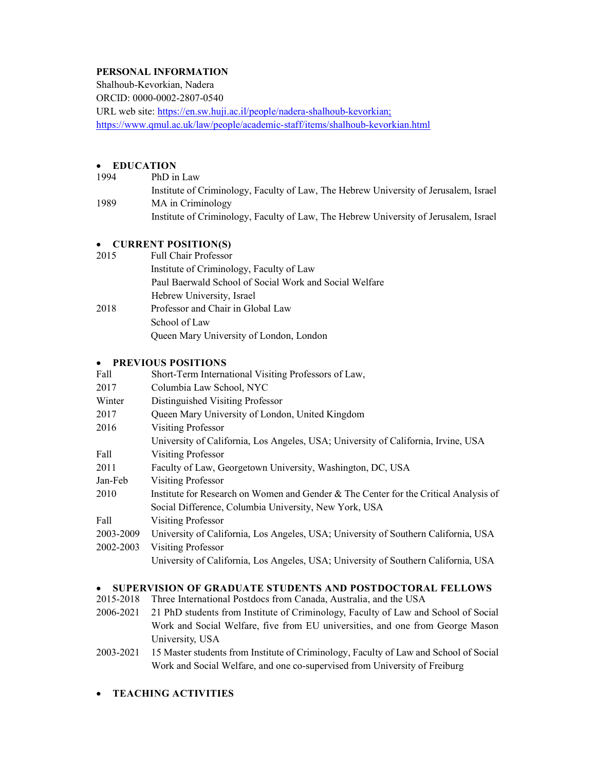**PERSONAL INFORMATION**

Shalhoub-Kevorkian, Nadera
ORCID: 0000-0002-2807-0540
URL web site: [https://en.sw.huji.ac.il/people/nadera-shalhoub-kevorkian;](https://en.sw.huji.ac.il/people/nadera-shalhoub-kevorkian) [https://www.qmul.ac.uk/law/people/academic-staff/items/shalhoub-kevorkian.html](https://www.qmul.ac.uk/law/people/academic-staff/items/shalhoub-kevorkian.html)

- **EDUCATION**

| | |
|---|---|
| 1994 | PhD in Law<br>Institute of Criminology, Faculty of Law, The Hebrew University of Jerusalem, Israel |
| 1989 | MA in Criminology<br>Institute of Criminology, Faculty of Law, The Hebrew University of Jerusalem, Israel |

- **CURRENT POSITION(S)**

| | |
|---|---|
| 2015 | Full Chair Professor<br>Institute of Criminology, Faculty of Law<br>Paul Baerwald School of Social Work and Social Welfare<br>Hebrew University, Israel |
| 2018 | Professor and Chair in Global Law<br>School of Law<br>Queen Mary University of London, London |

- **PREVIOUS POSITIONS**

| | |
|---|---|
| Fall 2017 | Short-Term International Visiting Professors of Law,<br>Columbia Law School, NYC |
| Winter 2017 | Distinguished Visiting Professor<br>Queen Mary University of London, United Kingdom |
| 2016 | Visiting Professor<br>University of California, Los Angeles, USA; University of California, Irvine, USA |
| Fall 2011 | Visiting Professor<br>Faculty of Law, Georgetown University, Washington, DC, USA |
| Jan-Feb 2010 | Visiting Professor<br>Institute for Research on Women and Gender & The Center for the Critical Analysis of Social Difference, Columbia University, New York, USA |
| Fall 2003-2009 | Visiting Professor<br>University of California, Los Angeles, USA; University of Southern California, USA |
| 2002-2003 | Visiting Professor<br>University of California, Los Angeles, USA; University of Southern California, USA |

- **SUPERVISION OF GRADUATE STUDENTS AND POSTDOCTORAL FELLOWS**

| | |
|---|---|
| 2015-2018 | Three International Postdocs from Canada, Australia, and the USA |
| 2006-2021 | 21 PhD students from Institute of Criminology, Faculty of Law and School of Social Work and Social Welfare, five from EU universities, and one from George Mason University, USA |
| 2003-2021 | 15 Master students from Institute of Criminology, Faculty of Law and School of Social Work and Social Welfare, and one co-supervised from University of Freiburg |

- **TEACHING ACTIVITIES**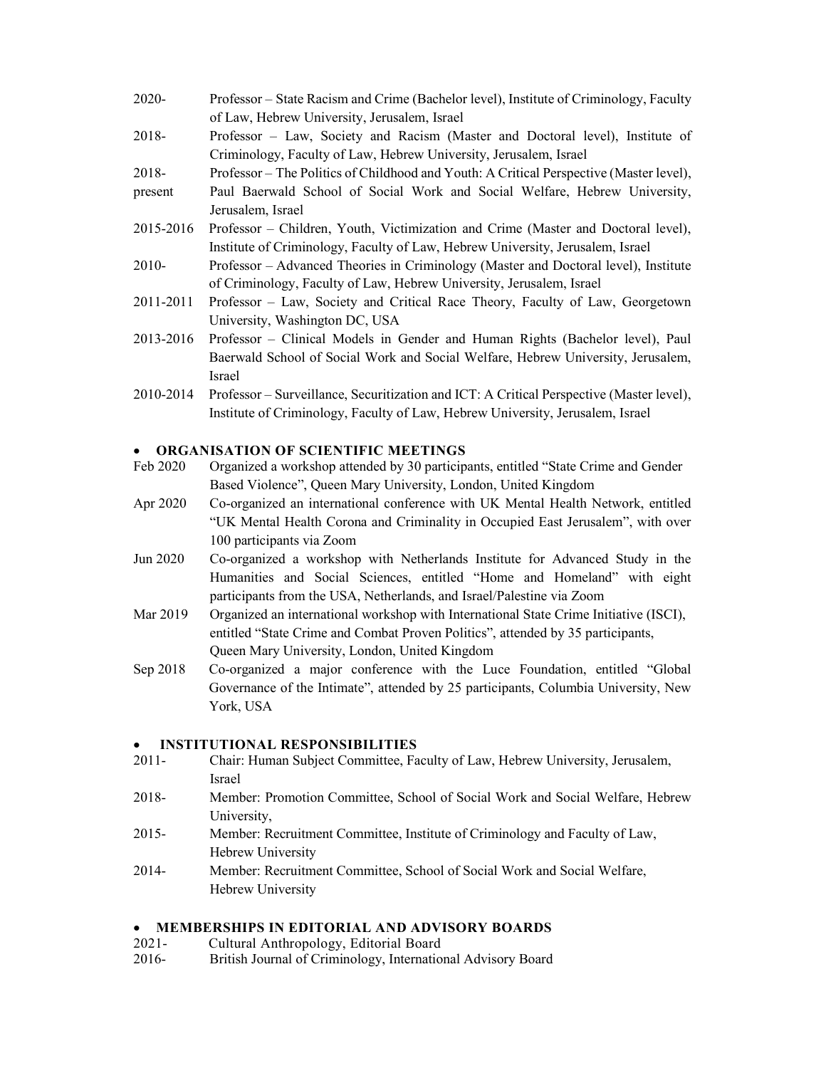2020- Professor – State Racism and Crime (Bachelor level), Institute of Criminology, Faculty of Law, Hebrew University, Jerusalem, Israel

2018- Professor – Law, Society and Racism (Master and Doctoral level), Institute of Criminology, Faculty of Law, Hebrew University, Jerusalem, Israel

2018-present Professor – The Politics of Childhood and Youth: A Critical Perspective (Master level), Paul Baerwald School of Social Work and Social Welfare, Hebrew University, Jerusalem, Israel

2015-2016 Professor – Children, Youth, Victimization and Crime (Master and Doctoral level), Institute of Criminology, Faculty of Law, Hebrew University, Jerusalem, Israel

2010- Professor – Advanced Theories in Criminology (Master and Doctoral level), Institute of Criminology, Faculty of Law, Hebrew University, Jerusalem, Israel

2011-2011 Professor – Law, Society and Critical Race Theory, Faculty of Law, Georgetown University, Washington DC, USA

2013-2016 Professor – Clinical Models in Gender and Human Rights (Bachelor level), Paul Baerwald School of Social Work and Social Welfare, Hebrew University, Jerusalem, Israel

2010-2014 Professor – Surveillance, Securitization and ICT: A Critical Perspective (Master level), Institute of Criminology, Faculty of Law, Hebrew University, Jerusalem, Israel

- **ORGANISATION OF SCIENTIFIC MEETINGS**

Feb 2020 Organized a workshop attended by 30 participants, entitled "State Crime and Gender Based Violence", Queen Mary University, London, United Kingdom

Apr 2020 Co-organized an international conference with UK Mental Health Network, entitled "UK Mental Health Corona and Criminality in Occupied East Jerusalem", with over 100 participants via Zoom

Jun 2020 Co-organized a workshop with Netherlands Institute for Advanced Study in the Humanities and Social Sciences, entitled "Home and Homeland" with eight participants from the USA, Netherlands, and Israel/Palestine via Zoom

Mar 2019 Organized an international workshop with International State Crime Initiative (ISCI), entitled "State Crime and Combat Proven Politics", attended by 35 participants, Queen Mary University, London, United Kingdom

Sep 2018 Co-organized a major conference with the Luce Foundation, entitled "Global Governance of the Intimate", attended by 25 participants, Columbia University, New York, USA

- **INSTITUTIONAL RESPONSIBILITIES**

2011- Chair: Human Subject Committee, Faculty of Law, Hebrew University, Jerusalem, Israel

2018- Member: Promotion Committee, School of Social Work and Social Welfare, Hebrew University,

2015- Member: Recruitment Committee, Institute of Criminology and Faculty of Law, Hebrew University

2014- Member: Recruitment Committee, School of Social Work and Social Welfare, Hebrew University

- **MEMBERSHIPS IN EDITORIAL AND ADVISORY BOARDS**

2021- Cultural Anthropology, Editorial Board

2016- British Journal of Criminology, International Advisory Board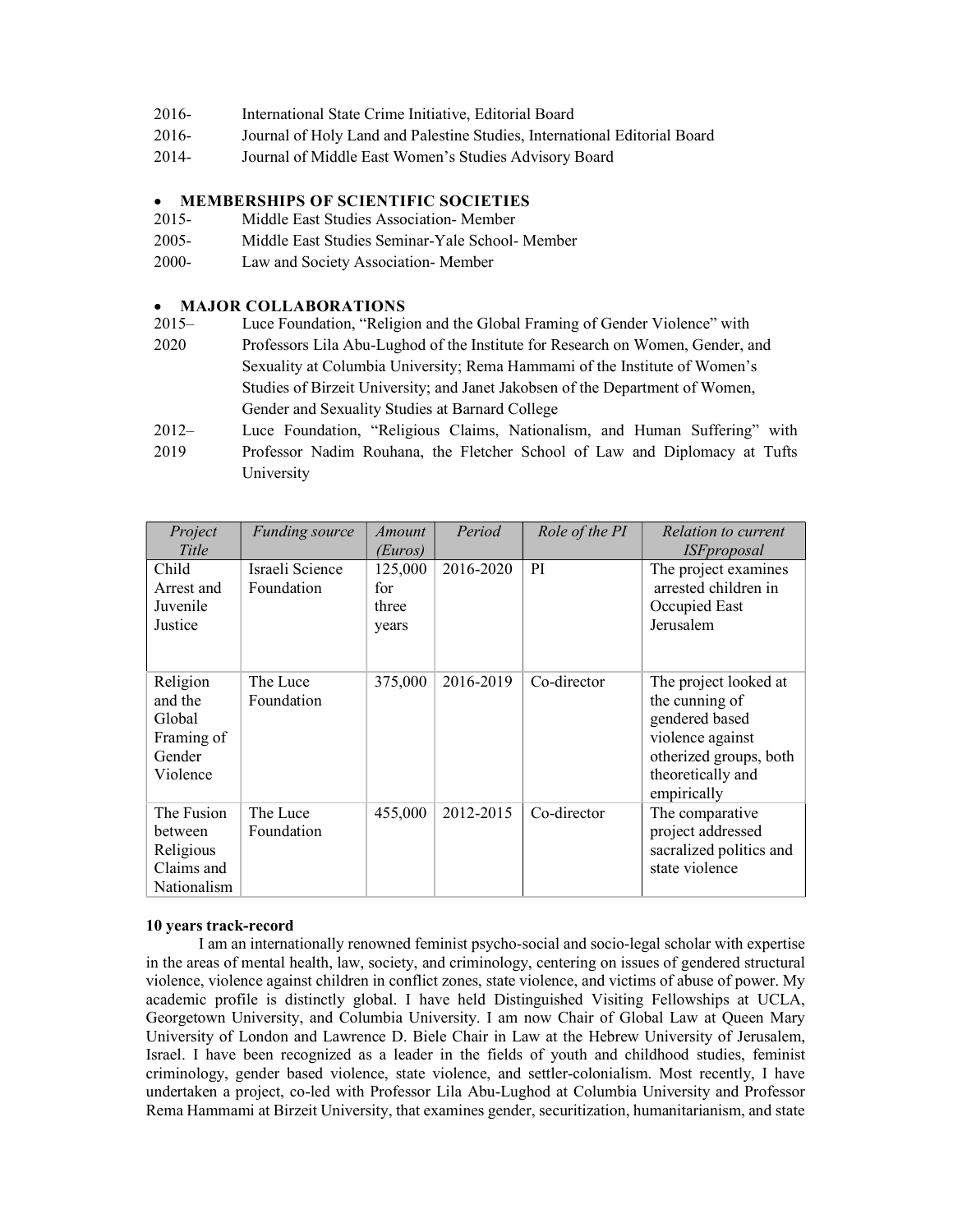2016- International State Crime Initiative, Editorial Board
2016- Journal of Holy Land and Palestine Studies, International Editorial Board
2014- Journal of Middle East Women's Studies Advisory Board

- **MEMBERSHIPS OF SCIENTIFIC SOCIETIES**

2015- Middle East Studies Association- Member
2005- Middle East Studies Seminar-Yale School- Member
2000- Law and Society Association- Member

- **MAJOR COLLABORATIONS**

2015–2020 Luce Foundation, "Religion and the Global Framing of Gender Violence" with Professors Lila Abu-Lughod of the Institute for Research on Women, Gender, and Sexuality at Columbia University; Rema Hammami of the Institute of Women's Studies of Birzeit University; and Janet Jakobsen of the Department of Women, Gender and Sexuality Studies at Barnard College

2012–2019 Luce Foundation, "Religious Claims, Nationalism, and Human Suffering" with Professor Nadim Rouhana, the Fletcher School of Law and Diplomacy at Tufts University

| *Project Title* | *Funding source* | *Amount (Euros)* | *Period* | *Role of the PI* | *Relation to current ISFproposal* |
|---|---|---|---|---|---|
| Child Arrest and Juvenile Justice | Israeli Science Foundation | 125,000 for three years | 2016-2020 | PI | The project examines arrested children in Occupied East Jerusalem |
| Religion and the Global Framing of Gender Violence | The Luce Foundation | 375,000 | 2016-2019 | Co-director | The project looked at the cunning of gendered based violence against otherized groups, both theoretically and empirically |
| The Fusion between Religious Claims and Nationalism | The Luce Foundation | 455,000 | 2012-2015 | Co-director | The comparative project addressed sacralized politics and state violence |

**10 years track-record**

I am an internationally renowned feminist psycho-social and socio-legal scholar with expertise in the areas of mental health, law, society, and criminology, centering on issues of gendered structural violence, violence against children in conflict zones, state violence, and victims of abuse of power. My academic profile is distinctly global. I have held Distinguished Visiting Fellowships at UCLA, Georgetown University, and Columbia University. I am now Chair of Global Law at Queen Mary University of London and Lawrence D. Biele Chair in Law at the Hebrew University of Jerusalem, Israel. I have been recognized as a leader in the fields of youth and childhood studies, feminist criminology, gender based violence, state violence, and settler-colonialism. Most recently, I have undertaken a project, co-led with Professor Lila Abu-Lughod at Columbia University and Professor Rema Hammami at Birzeit University, that examines gender, securitization, humanitarianism, and state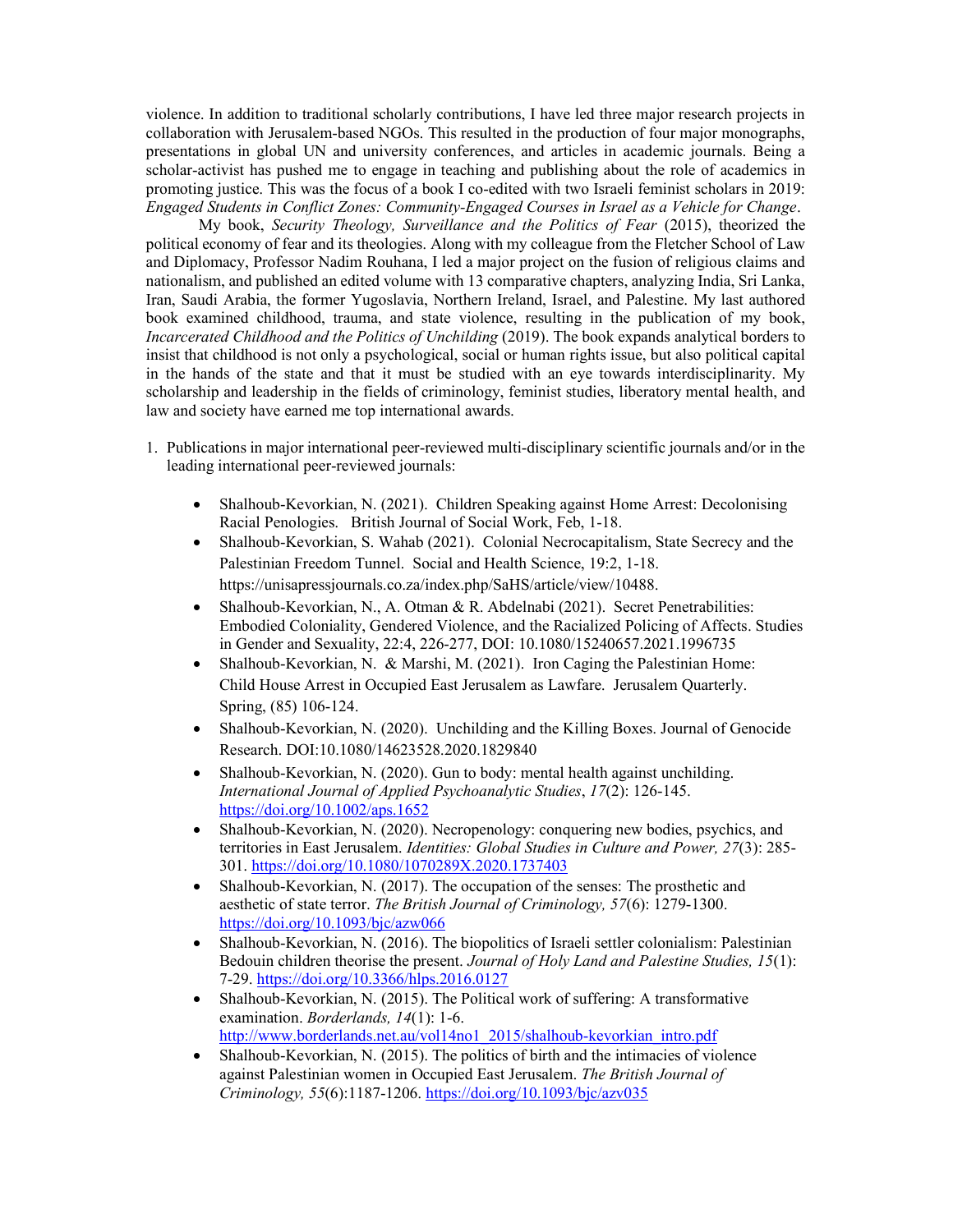violence. In addition to traditional scholarly contributions, I have led three major research projects in collaboration with Jerusalem-based NGOs. This resulted in the production of four major monographs, presentations in global UN and university conferences, and articles in academic journals. Being a scholar-activist has pushed me to engage in teaching and publishing about the role of academics in promoting justice. This was the focus of a book I co-edited with two Israeli feminist scholars in 2019: *Engaged Students in Conflict Zones: Community-Engaged Courses in Israel as a Vehicle for Change*.

My book, *Security Theology, Surveillance and the Politics of Fear* (2015), theorized the political economy of fear and its theologies. Along with my colleague from the Fletcher School of Law and Diplomacy, Professor Nadim Rouhana, I led a major project on the fusion of religious claims and nationalism, and published an edited volume with 13 comparative chapters, analyzing India, Sri Lanka, Iran, Saudi Arabia, the former Yugoslavia, Northern Ireland, Israel, and Palestine. My last authored book examined childhood, trauma, and state violence, resulting in the publication of my book, *Incarcerated Childhood and the Politics of Unchilding* (2019). The book expands analytical borders to insist that childhood is not only a psychological, social or human rights issue, but also political capital in the hands of the state and that it must be studied with an eye towards interdisciplinarity. My scholarship and leadership in the fields of criminology, feminist studies, liberatory mental health, and law and society have earned me top international awards.

1. Publications in major international peer-reviewed multi-disciplinary scientific journals and/or in the leading international peer-reviewed journals:

    - Shalhoub-Kevorkian, N. (2021). Children Speaking against Home Arrest: Decolonising Racial Penologies. British Journal of Social Work, Feb, 1-18.
    - Shalhoub-Kevorkian, S. Wahab (2021). Colonial Necrocapitalism, State Secrecy and the Palestinian Freedom Tunnel. Social and Health Science, 19:2, 1-18. https://unisapressjournals.co.za/index.php/SaHS/article/view/10488.
    - Shalhoub-Kevorkian, N., A. Otman & R. Abdelnabi (2021). Secret Penetrabilities: Embodied Coloniality, Gendered Violence, and the Racialized Policing of Affects. Studies in Gender and Sexuality, 22:4, 226-277, DOI: 10.1080/15240657.2021.1996735
    - Shalhoub-Kevorkian, N. & Marshi, M. (2021). Iron Caging the Palestinian Home: Child House Arrest in Occupied East Jerusalem as Lawfare. Jerusalem Quarterly. Spring, (85) 106-124.
    - Shalhoub-Kevorkian, N. (2020). Unchilding and the Killing Boxes. Journal of Genocide Research. DOI:10.1080/14623528.2020.1829840
    - Shalhoub-Kevorkian, N. (2020). Gun to body: mental health against unchilding. *International Journal of Applied Psychoanalytic Studies*, *17*(2): 126-145. https://doi.org/10.1002/aps.1652
    - Shalhoub-Kevorkian, N. (2020). Necropenology: conquering new bodies, psychics, and territories in East Jerusalem. *Identities: Global Studies in Culture and Power, 27*(3): 285-301. https://doi.org/10.1080/1070289X.2020.1737403
    - Shalhoub-Kevorkian, N. (2017). The occupation of the senses: The prosthetic and aesthetic of state terror. *The British Journal of Criminology, 57*(6): 1279-1300. https://doi.org/10.1093/bjc/azw066
    - Shalhoub-Kevorkian, N. (2016). The biopolitics of Israeli settler colonialism: Palestinian Bedouin children theorise the present. *Journal of Holy Land and Palestine Studies, 15*(1): 7-29. https://doi.org/10.3366/hlps.2016.0127
    - Shalhoub-Kevorkian, N. (2015). The Political work of suffering: A transformative examination. *Borderlands, 14*(1): 1-6. http://www.borderlands.net.au/vol14no1_2015/shalhoub-kevorkian_intro.pdf
    - Shalhoub-Kevorkian, N. (2015). The politics of birth and the intimacies of violence against Palestinian women in Occupied East Jerusalem. *The British Journal of Criminology, 55*(6):1187-1206. https://doi.org/10.1093/bjc/azv035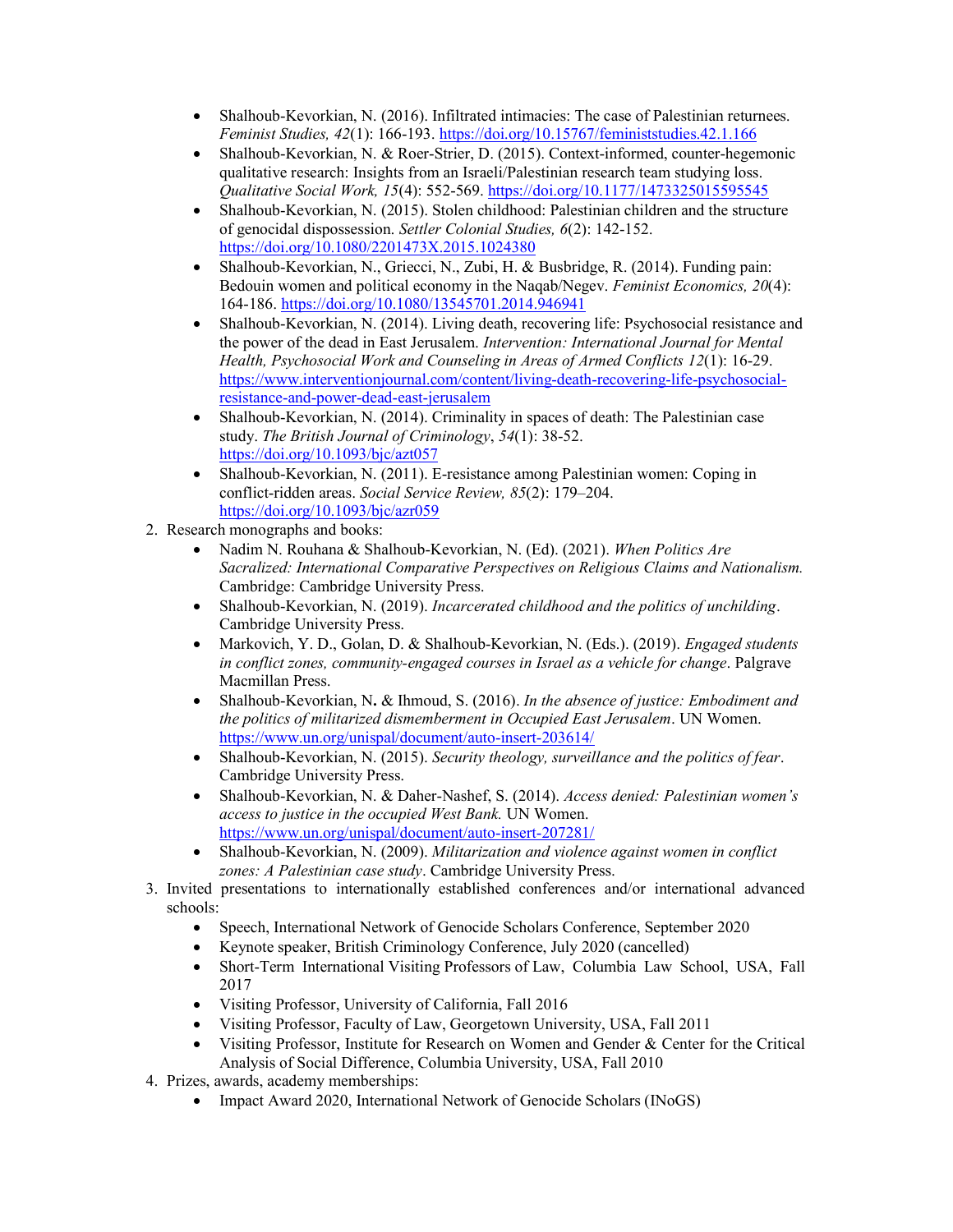- Shalhoub-Kevorkian, N. (2016). Infiltrated intimacies: The case of Palestinian returnees. *Feminist Studies, 42*(1): 166-193. https://doi.org/10.15767/feministstudies.42.1.166
- Shalhoub-Kevorkian, N. & Roer-Strier, D. (2015). Context-informed, counter-hegemonic qualitative research: Insights from an Israeli/Palestinian research team studying loss. *Qualitative Social Work, 15*(4): 552-569. https://doi.org/10.1177/1473325015595545
- Shalhoub-Kevorkian, N. (2015). Stolen childhood: Palestinian children and the structure of genocidal dispossession. *Settler Colonial Studies, 6*(2): 142-152. https://doi.org/10.1080/2201473X.2015.1024380
- Shalhoub-Kevorkian, N., Griecci, N., Zubi, H. & Busbridge, R. (2014). Funding pain: Bedouin women and political economy in the Naqab/Negev. *Feminist Economics, 20*(4): 164-186. https://doi.org/10.1080/13545701.2014.946941
- Shalhoub-Kevorkian, N. (2014). Living death, recovering life: Psychosocial resistance and the power of the dead in East Jerusalem. *Intervention: International Journal for Mental Health, Psychosocial Work and Counseling in Areas of Armed Conflicts 12*(1): 16-29. https://www.interventionjournal.com/content/living-death-recovering-life-psychosocial-resistance-and-power-dead-east-jerusalem
- Shalhoub-Kevorkian, N. (2014). Criminality in spaces of death: The Palestinian case study. *The British Journal of Criminology*, *54*(1): 38-52. https://doi.org/10.1093/bjc/azt057
- Shalhoub-Kevorkian, N. (2011). E-resistance among Palestinian women: Coping in conflict-ridden areas. *Social Service Review, 85*(2): 179–204. https://doi.org/10.1093/bjc/azr059

2. Research monographs and books:
   - Nadim N. Rouhana & Shalhoub-Kevorkian, N. (Ed). (2021). *When Politics Are Sacralized: International Comparative Perspectives on Religious Claims and Nationalism.* Cambridge: Cambridge University Press.
   - Shalhoub-Kevorkian, N. (2019). *Incarcerated childhood and the politics of unchilding*. Cambridge University Press.
   - Markovich, Y. D., Golan, D. & Shalhoub-Kevorkian, N. (Eds.). (2019). *Engaged students in conflict zones, community-engaged courses in Israel as a vehicle for change*. Palgrave Macmillan Press.
   - Shalhoub-Kevorkian, N**.** & Ihmoud, S. (2016). *In the absence of justice: Embodiment and the politics of militarized dismemberment in Occupied East Jerusalem*. UN Women. https://www.un.org/unispal/document/auto-insert-203614/
   - Shalhoub-Kevorkian, N. (2015). *Security theology, surveillance and the politics of fear*. Cambridge University Press.
   - Shalhoub-Kevorkian, N. & Daher-Nashef, S. (2014). *Access denied: Palestinian women's access to justice in the occupied West Bank.* UN Women. https://www.un.org/unispal/document/auto-insert-207281/
   - Shalhoub-Kevorkian, N. (2009). *Militarization and violence against women in conflict zones: A Palestinian case study*. Cambridge University Press.
3. Invited presentations to internationally established conferences and/or international advanced schools:
   - Speech, International Network of Genocide Scholars Conference, September 2020
   - Keynote speaker, British Criminology Conference, July 2020 (cancelled)
   - Short-Term International Visiting Professors of Law, Columbia Law School, USA, Fall 2017
   - Visiting Professor, University of California, Fall 2016
   - Visiting Professor, Faculty of Law, Georgetown University, USA, Fall 2011
   - Visiting Professor, Institute for Research on Women and Gender & Center for the Critical Analysis of Social Difference, Columbia University, USA, Fall 2010
4. Prizes, awards, academy memberships:
   - Impact Award 2020, International Network of Genocide Scholars (INoGS)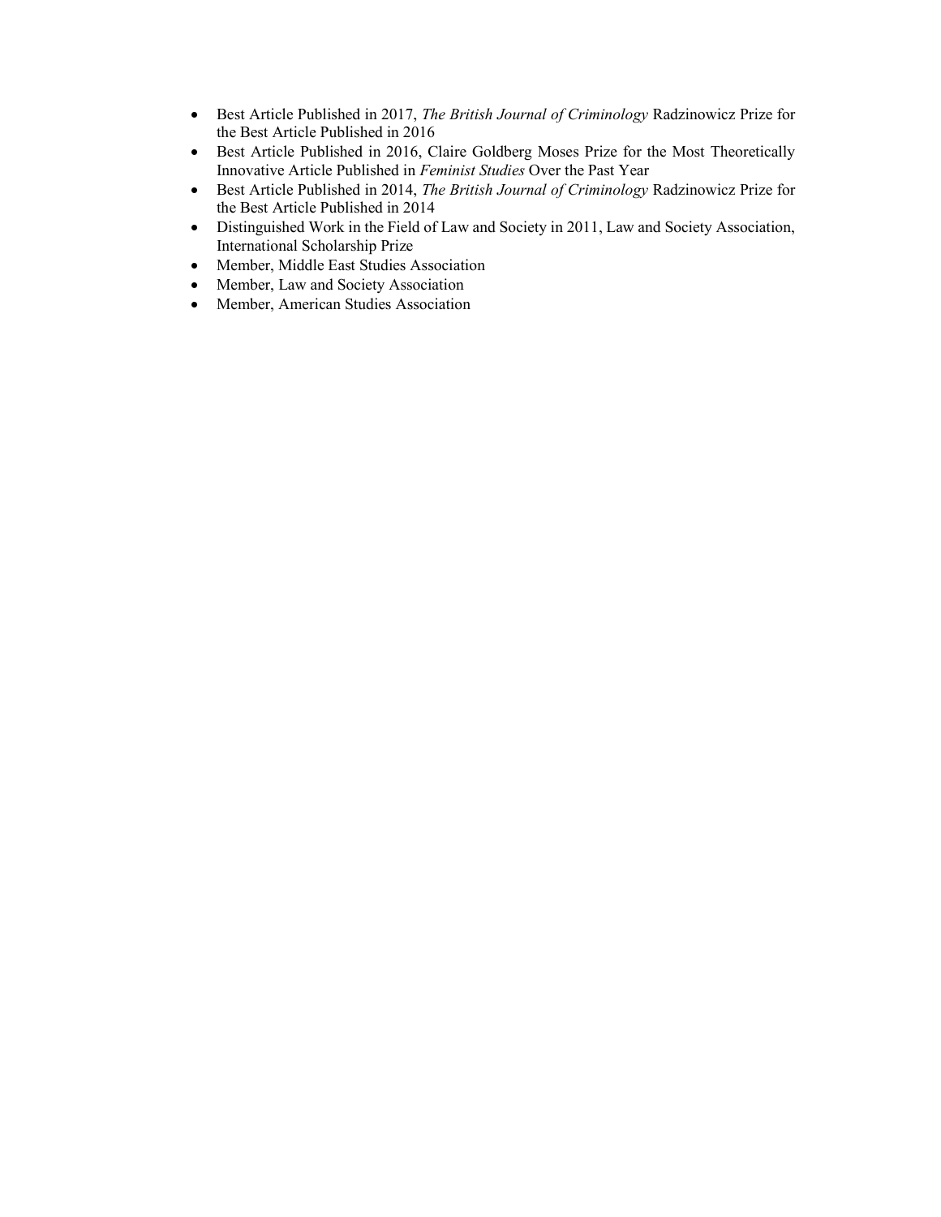- Best Article Published in 2017, *The British Journal of Criminology* Radzinowicz Prize for the Best Article Published in 2016
- Best Article Published in 2016, Claire Goldberg Moses Prize for the Most Theoretically Innovative Article Published in *Feminist Studies* Over the Past Year
- Best Article Published in 2014, *The British Journal of Criminology* Radzinowicz Prize for the Best Article Published in 2014
- Distinguished Work in the Field of Law and Society in 2011, Law and Society Association, International Scholarship Prize
- Member, Middle East Studies Association
- Member, Law and Society Association
- Member, American Studies Association